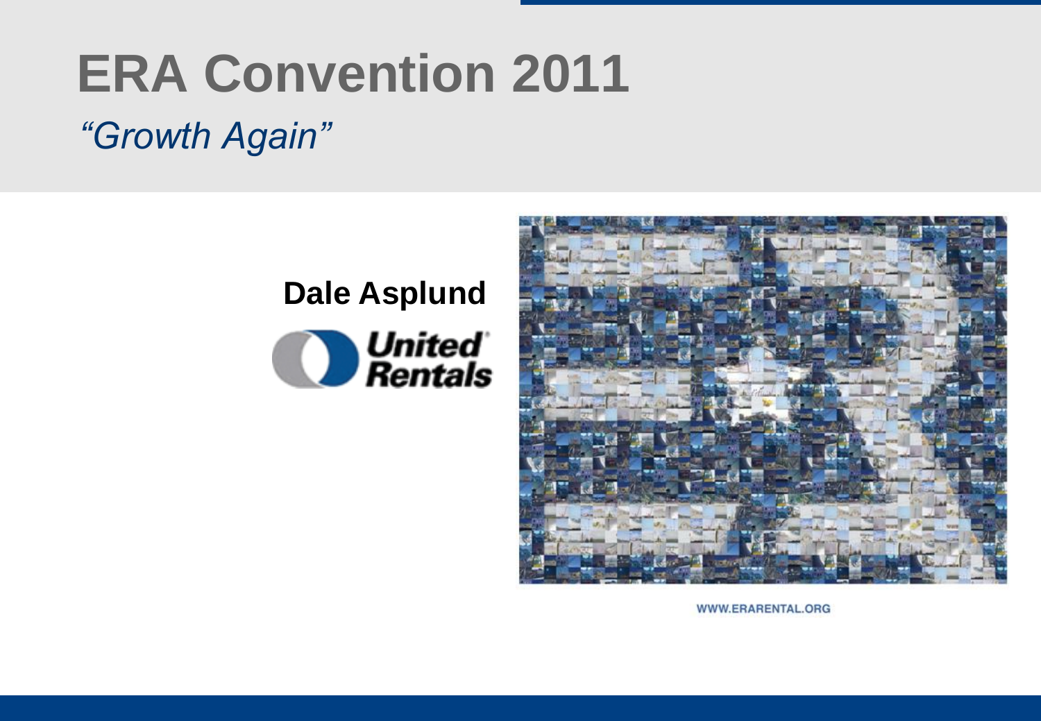# ERA Convention 2011

*"Growth Again"*

**Dale Asplund**

United Rentals

WWW.ERARENTAL.ORG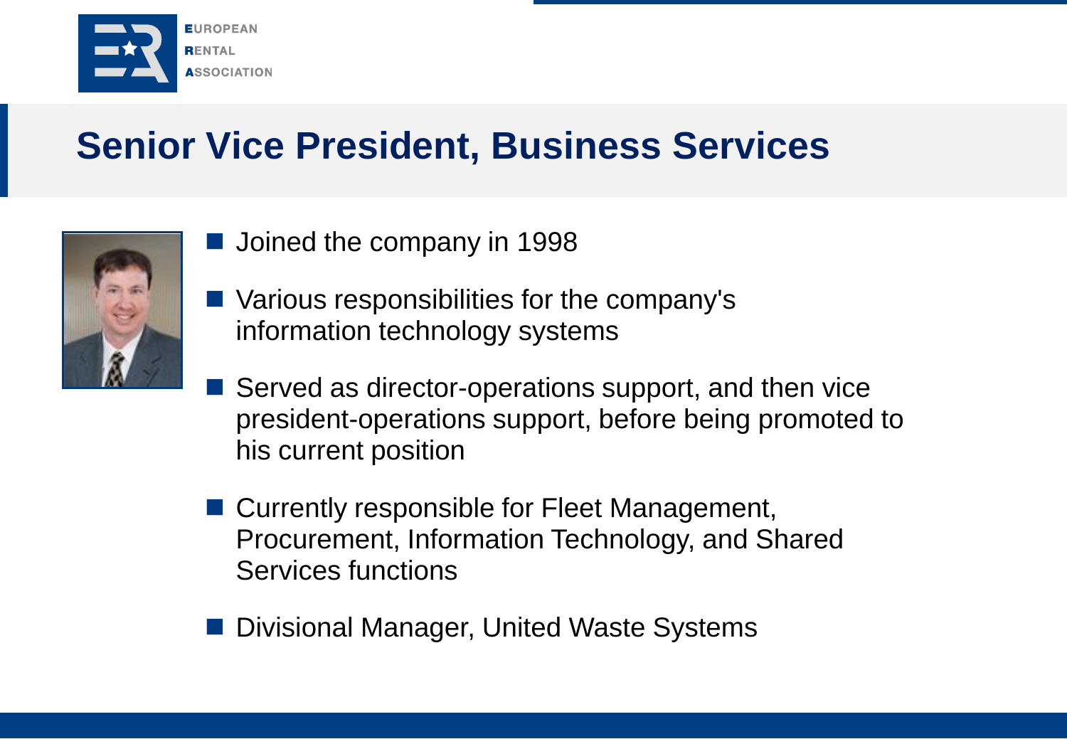# Senior Vice President, Business Services

- Joined the company in 1998
- Various responsibilities for the company's information technology systems
- Served as director-operations support, and then vice president-operations support, before being promoted to his current position
- Currently responsible for Fleet Management, Procurement, Information Technology, and Shared Services functions
- Divisional Manager, United Waste Systems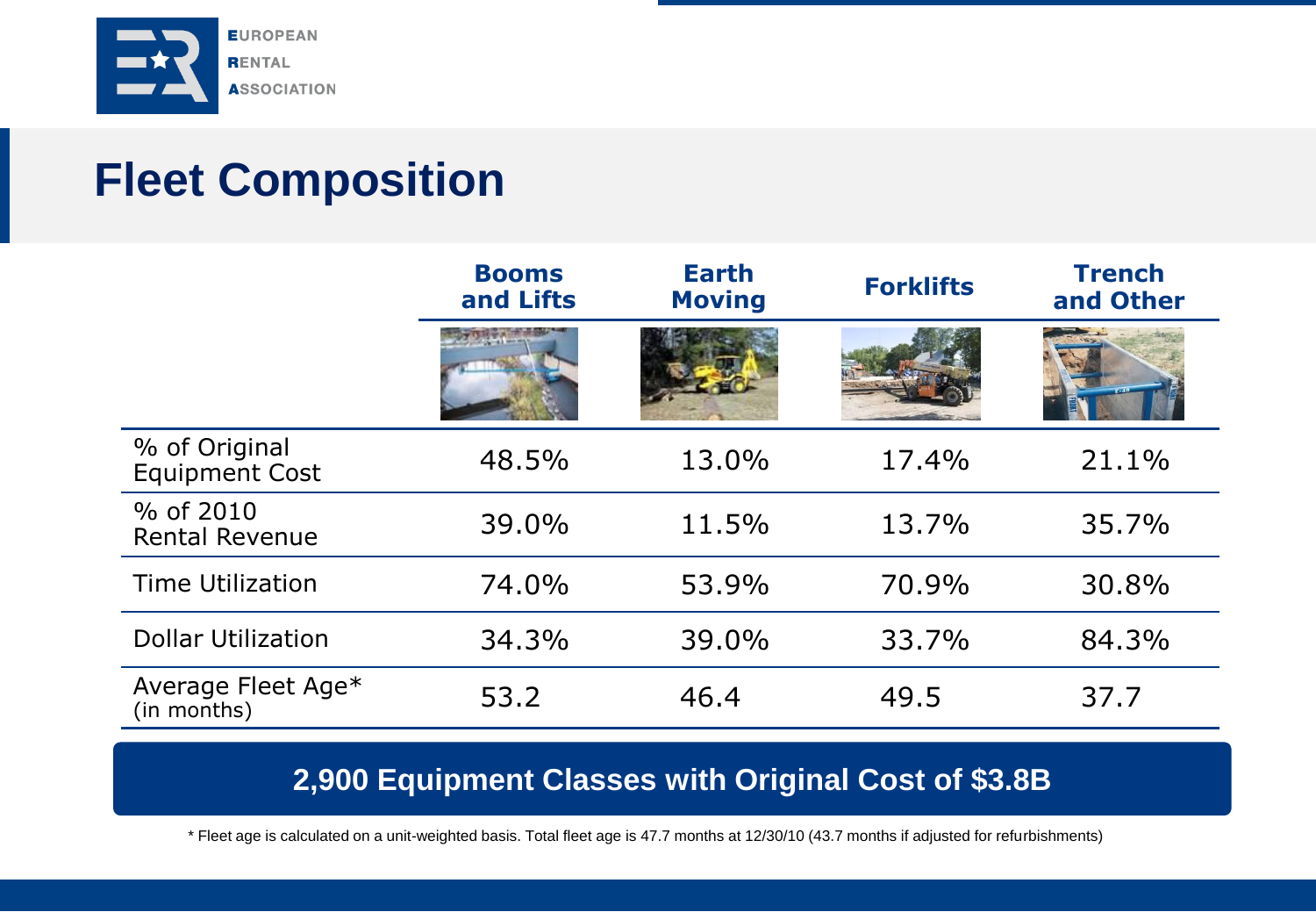# Fleet Composition

| | Booms and Lifts | Earth Moving | Forklifts | Trench and Other |
|---|---|---|---|---|
| % of Original Equipment Cost | 48.5% | 13.0% | 17.4% | 21.1% |
| % of 2010 Rental Revenue | 39.0% | 11.5% | 13.7% | 35.7% |
| Time Utilization | 74.0% | 53.9% | 70.9% | 30.8% |
| Dollar Utilization | 34.3% | 39.0% | 33.7% | 84.3% |
| Average Fleet Age* (in months) | 53.2 | 46.4 | 49.5 | 37.7 |

**2,900 Equipment Classes with Original Cost of $3.8B**

* Fleet age is calculated on a unit-weighted basis. Total fleet age is 47.7 months at 12/30/10 (43.7 months if adjusted for refurbishments)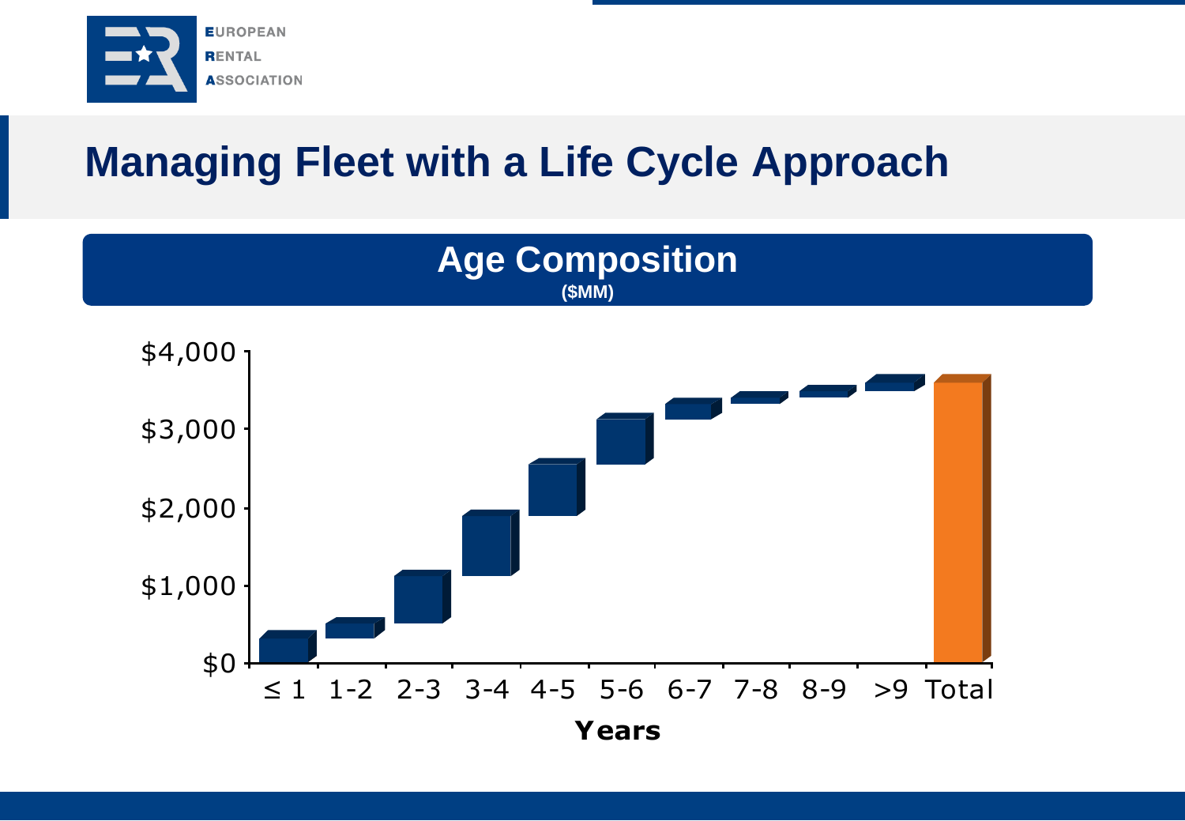# Managing Fleet with a Life Cycle Approach

## Age Composition

($MM)

$4,000

$3,000

$2,000

$1,000

$0

≤ 1 | 1-2 | 2-3 | 3-4 | 4-5 | 5-6 | 6-7 | 7-8 | 8-9 | >9 | Total

**Years**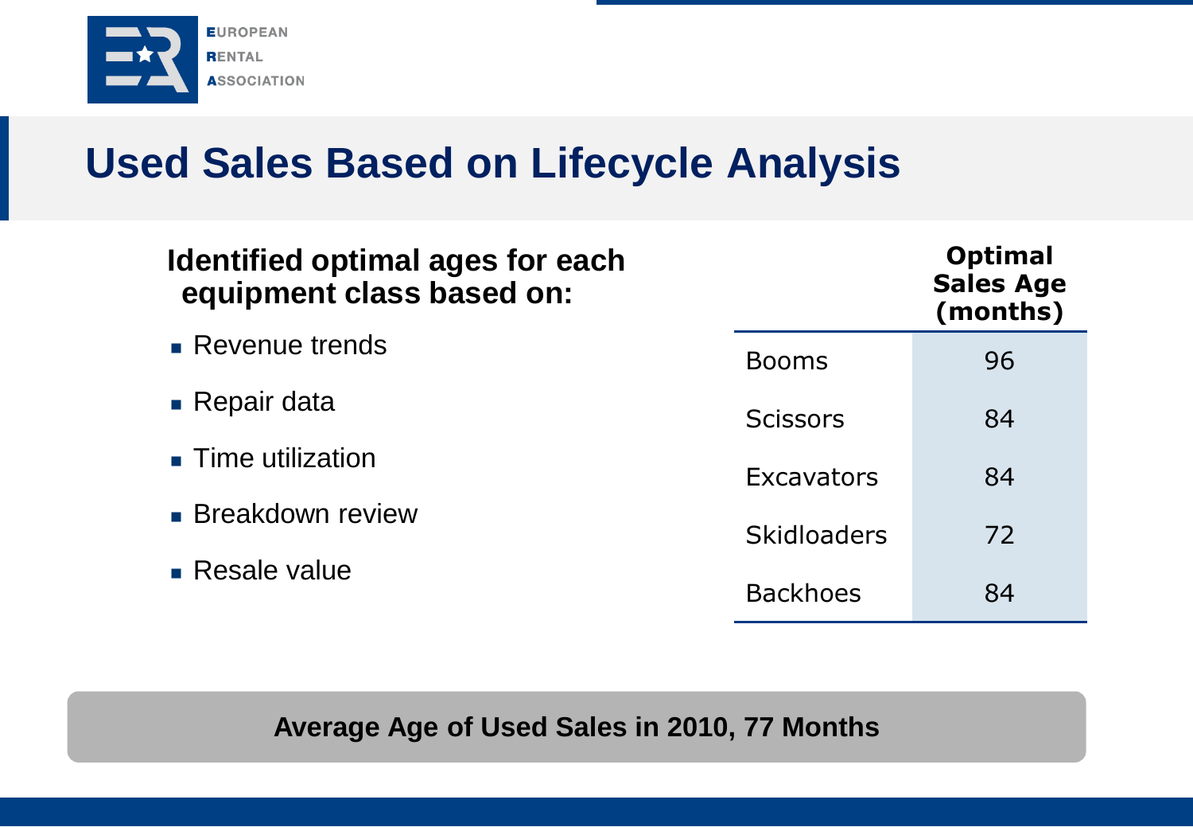# Used Sales Based on Lifecycle Analysis

**Identified optimal ages for each equipment class based on:**

- Revenue trends
- Repair data
- Time utilization
- Breakdown review
- Resale value

| | Optimal Sales Age (months) |
|---|---|
| Booms | 96 |
| Scissors | 84 |
| Excavators | 84 |
| Skidloaders | 72 |
| Backhoes | 84 |

**Average Age of Used Sales in 2010, 77 Months**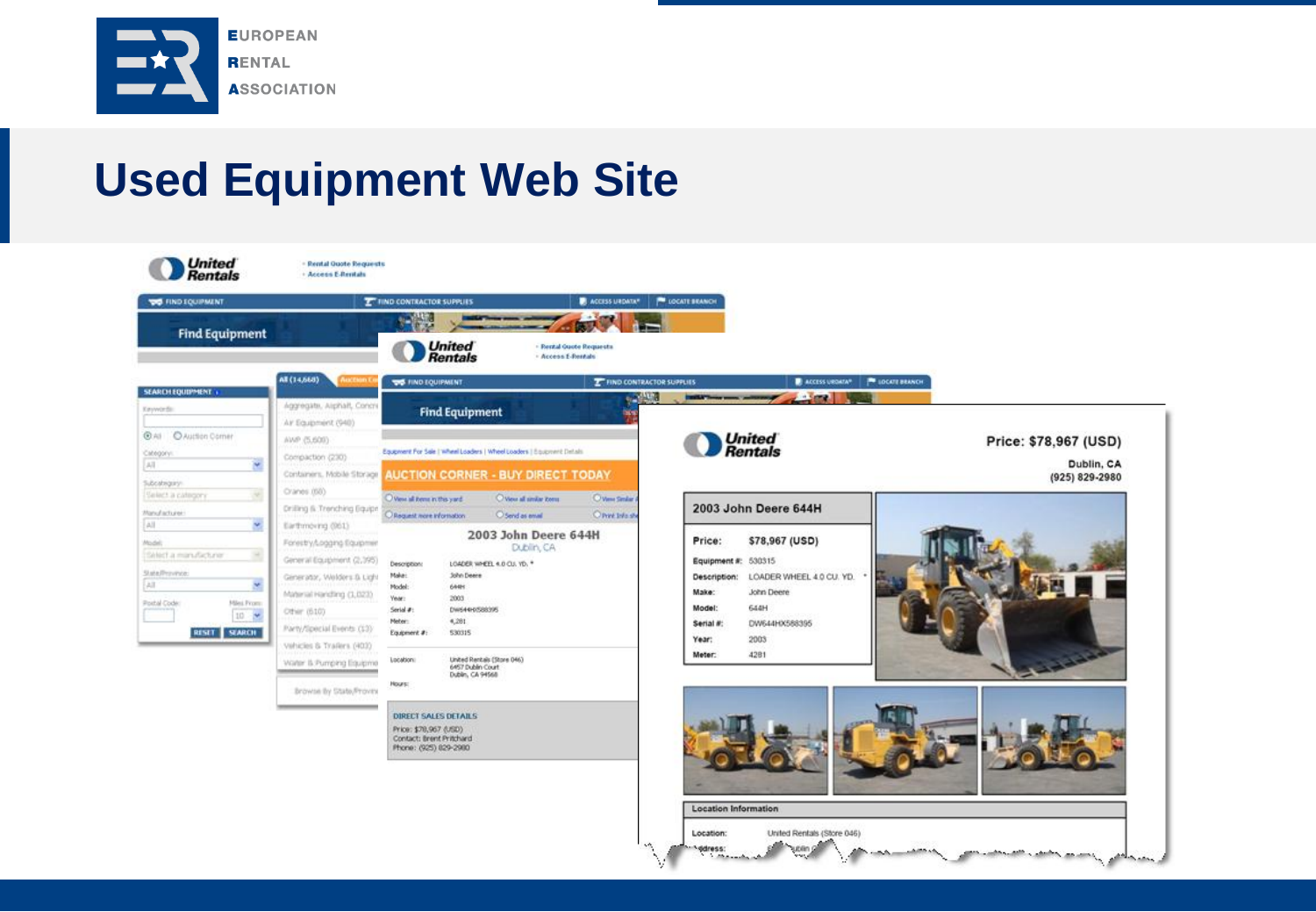# Used Equipment Web Site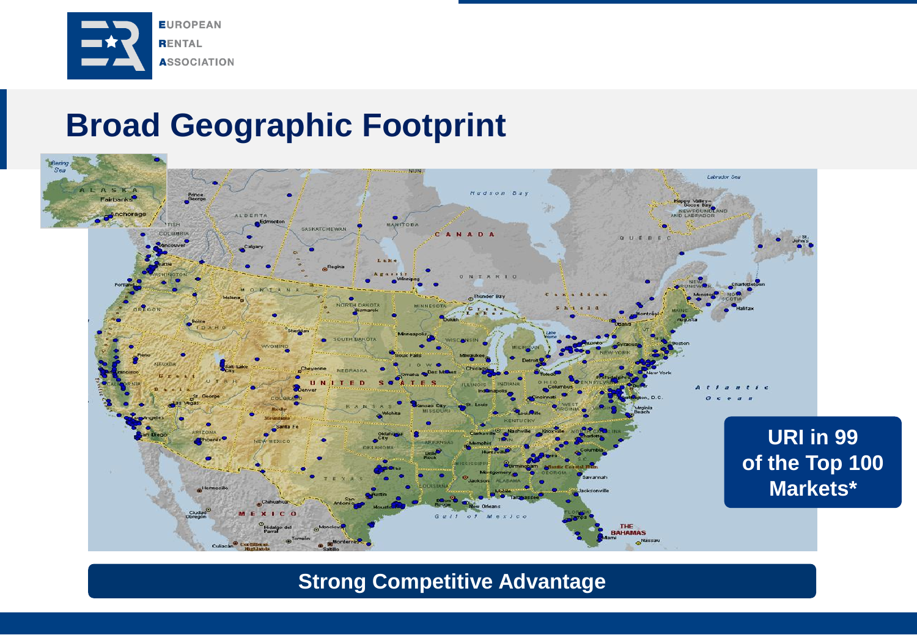# Broad Geographic Footprint

URI in 99 of the Top 100 Markets*

Strong Competitive Advantage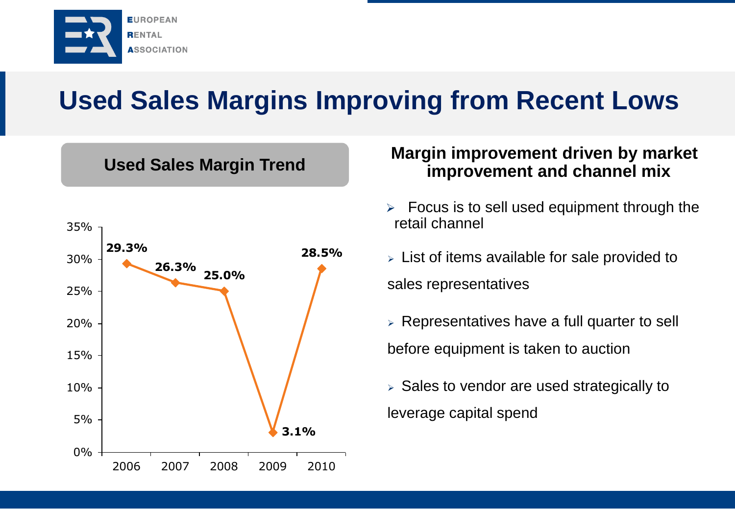# Used Sales Margins Improving from Recent Lows

## Used Sales Margin Trend

| Year | Margin |
|---|---|
| 2006 | 29.3% |
| 2007 | 26.3% |
| 2008 | 25.0% |
| 2009 | 3.1% |
| 2010 | 28.5% |

## Margin improvement driven by market improvement and channel mix

- Focus is to sell used equipment through the retail channel
- List of items available for sale provided to sales representatives
- Representatives have a full quarter to sell before equipment is taken to auction
- Sales to vendor are used strategically to leverage capital spend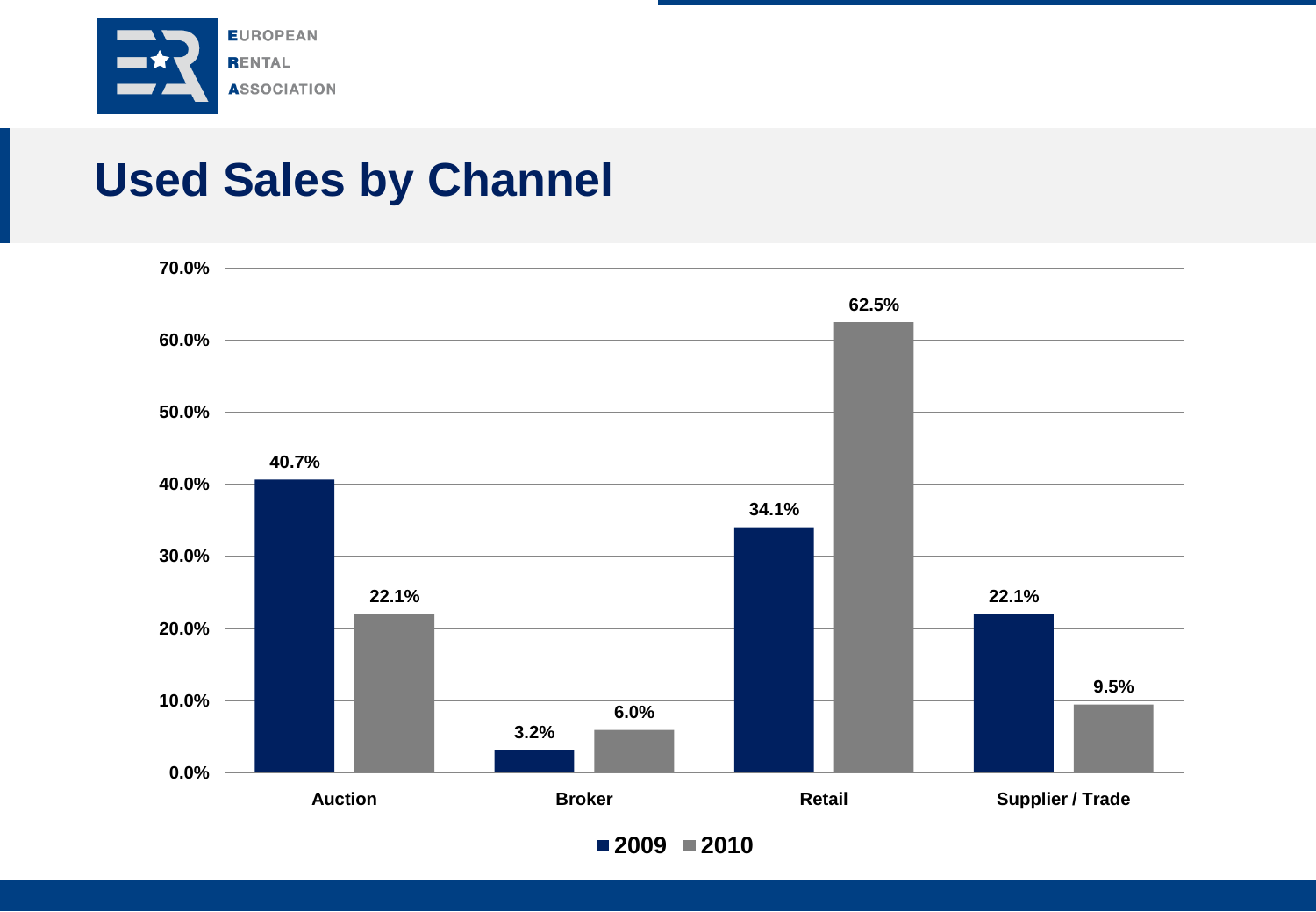# Used Sales by Channel

| Channel | 2009 | 2010 |
|---|---|---|
| Auction | 40.7% | 22.1% |
| Broker | 3.2% | 6.0% |
| Retail | 34.1% | 62.5% |
| Supplier / Trade | 22.1% | 9.5% |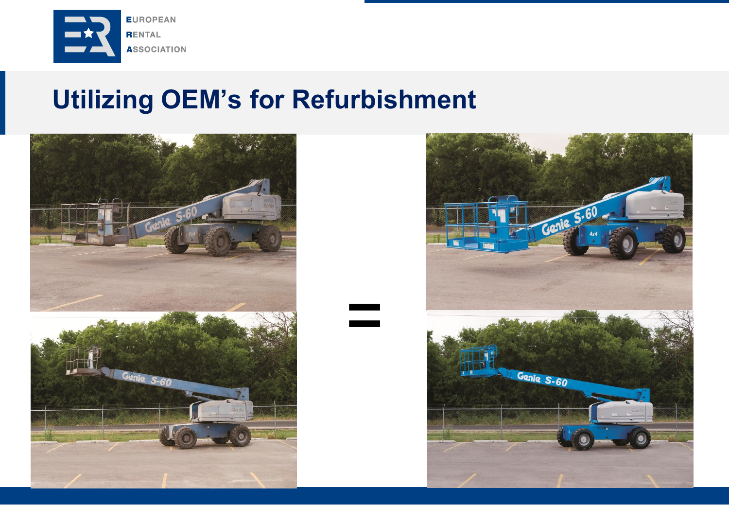# Utilizing OEM's for Refurbishment

=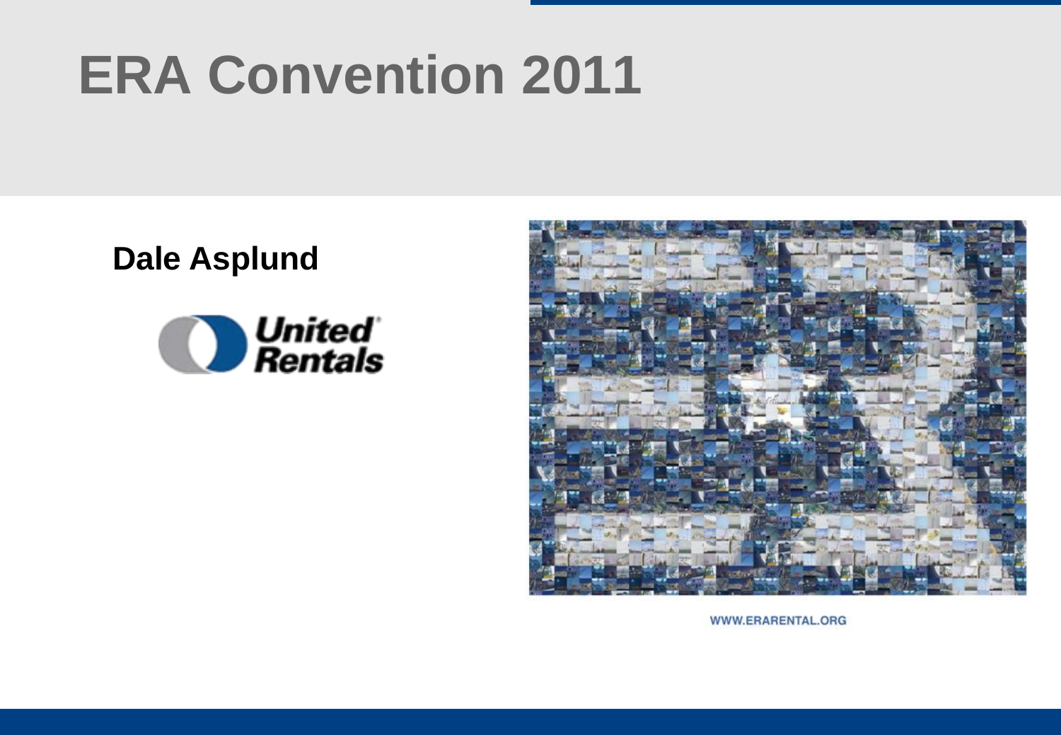# ERA Convention 2011

**Dale Asplund**

United Rentals

WWW.ERARENTAL.ORG